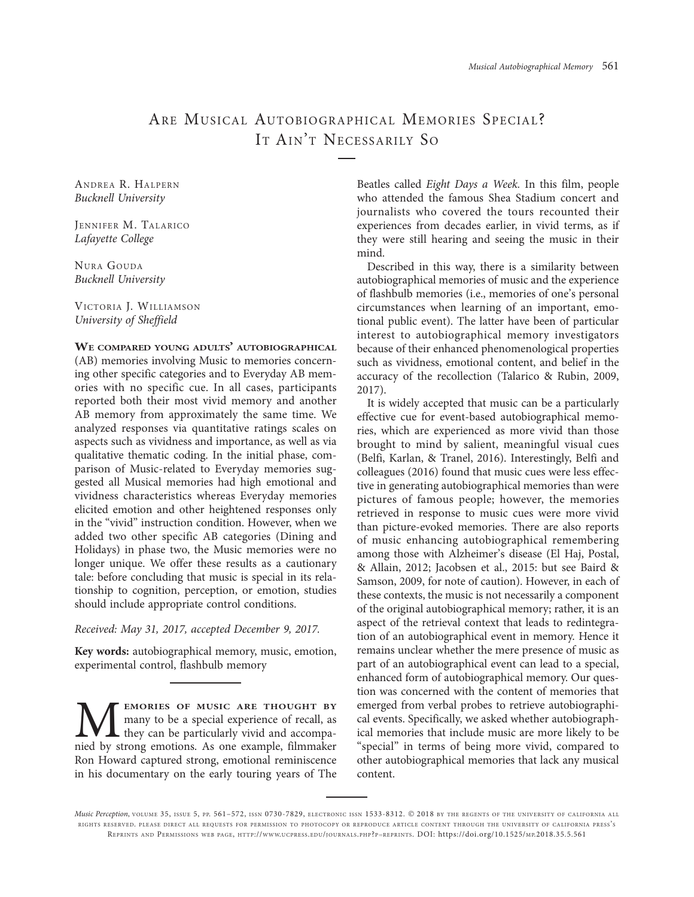# Are Musical Autobiographical Memories Special? It Ain't Necessarily So

Andrea R. Halpern
*Bucknell University*

Jennifer M. Talarico
*Lafayette College*

Nura Gouda
*Bucknell University*

Victoria J. Williamson
*University of Sheffield*

**We compared young adults' autobiographical** (AB) memories involving Music to memories concerning other specific categories and to Everyday AB memories with no specific cue. In all cases, participants reported both their most vivid memory and another AB memory from approximately the same time. We analyzed responses via quantitative ratings scales on aspects such as vividness and importance, as well as via qualitative thematic coding. In the initial phase, comparison of Music-related to Everyday memories suggested all Musical memories had high emotional and vividness characteristics whereas Everyday memories elicited emotion and other heightened responses only in the "vivid" instruction condition. However, when we added two other specific AB categories (Dining and Holidays) in phase two, the Music memories were no longer unique. We offer these results as a cautionary tale: before concluding that music is special in its relationship to cognition, perception, or emotion, studies should include appropriate control conditions.

*Received: May 31, 2017, accepted December 9, 2017.*

**Key words:** autobiographical memory, music, emotion, experimental control, flashbulb memory

Memories of music are thought by many to be a special experience of recall, as they can be particularly vivid and accompanied by strong emotions. As one example, filmmaker Ron Howard captured strong, emotional reminiscence in his documentary on the early touring years of The Beatles called *Eight Days a Week*. In this film, people who attended the famous Shea Stadium concert and journalists who covered the tours recounted their experiences from decades earlier, in vivid terms, as if they were still hearing and seeing the music in their mind.

Described in this way, there is a similarity between autobiographical memories of music and the experience of flashbulb memories (i.e., memories of one's personal circumstances when learning of an important, emotional public event). The latter have been of particular interest to autobiographical memory investigators because of their enhanced phenomenological properties such as vividness, emotional content, and belief in the accuracy of the recollection (Talarico & Rubin, 2009, 2017).

It is widely accepted that music can be a particularly effective cue for event-based autobiographical memories, which are experienced as more vivid than those brought to mind by salient, meaningful visual cues (Belfi, Karlan, & Tranel, 2016). Interestingly, Belfi and colleagues (2016) found that music cues were less effective in generating autobiographical memories than were pictures of famous people; however, the memories retrieved in response to music cues were more vivid than picture-evoked memories. There are also reports of music enhancing autobiographical remembering among those with Alzheimer's disease (El Haj, Postal, & Allain, 2012; Jacobsen et al., 2015: but see Baird & Samson, 2009, for note of caution). However, in each of these contexts, the music is not necessarily a component of the original autobiographical memory; rather, it is an aspect of the retrieval context that leads to redintegration of an autobiographical event in memory. Hence it remains unclear whether the mere presence of music as part of an autobiographical event can lead to a special, enhanced form of autobiographical memory. Our question was concerned with the content of memories that emerged from verbal probes to retrieve autobiographical events. Specifically, we asked whether autobiographical memories that include music are more likely to be "special" in terms of being more vivid, compared to other autobiographical memories that lack any musical content.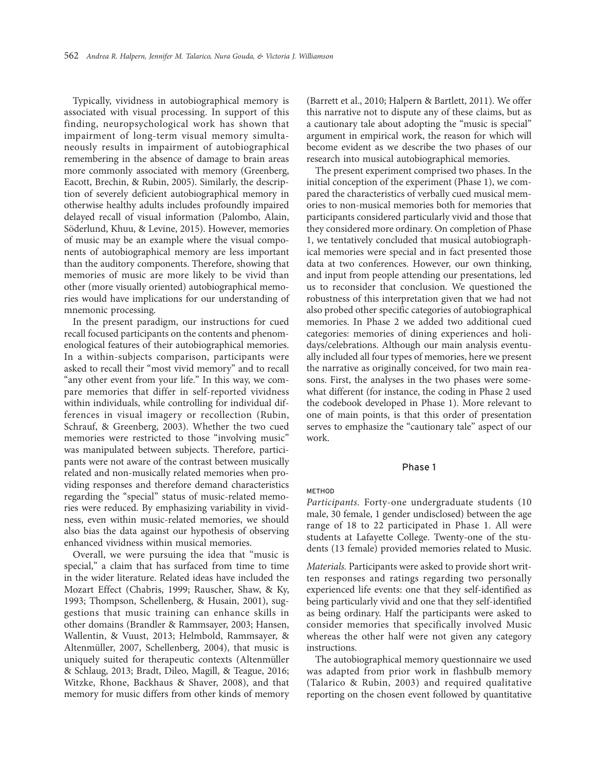Typically, vividness in autobiographical memory is associated with visual processing. In support of this finding, neuropsychological work has shown that impairment of long-term visual memory simultaneously results in impairment of autobiographical remembering in the absence of damage to brain areas more commonly associated with memory (Greenberg, Eacott, Brechin, & Rubin, 2005). Similarly, the description of severely deficient autobiographical memory in otherwise healthy adults includes profoundly impaired delayed recall of visual information (Palombo, Alain, Söderlund, Khuu, & Levine, 2015). However, memories of music may be an example where the visual components of autobiographical memory are less important than the auditory components. Therefore, showing that memories of music are more likely to be vivid than other (more visually oriented) autobiographical memories would have implications for our understanding of mnemonic processing.

In the present paradigm, our instructions for cued recall focused participants on the contents and phenomenological features of their autobiographical memories. In a within-subjects comparison, participants were asked to recall their "most vivid memory" and to recall "any other event from your life." In this way, we compare memories that differ in self-reported vividness within individuals, while controlling for individual differences in visual imagery or recollection (Rubin, Schrauf, & Greenberg, 2003). Whether the two cued memories were restricted to those "involving music" was manipulated between subjects. Therefore, participants were not aware of the contrast between musically related and non-musically related memories when providing responses and therefore demand characteristics regarding the "special" status of music-related memories were reduced. By emphasizing variability in vividness, even within music-related memories, we should also bias the data against our hypothesis of observing enhanced vividness within musical memories.

Overall, we were pursuing the idea that "music is special," a claim that has surfaced from time to time in the wider literature. Related ideas have included the Mozart Effect (Chabris, 1999; Rauscher, Shaw, & Ky, 1993; Thompson, Schellenberg, & Husain, 2001), suggestions that music training can enhance skills in other domains (Brandler & Rammsayer, 2003; Hansen, Wallentin, & Vuust, 2013; Helmbold, Rammsayer, & Altenmüller, 2007, Schellenberg, 2004), that music is uniquely suited for therapeutic contexts (Altenmüller & Schlaug, 2013; Bradt, Dileo, Magill, & Teague, 2016; Witzke, Rhone, Backhaus & Shaver, 2008), and that memory for music differs from other kinds of memory (Barrett et al., 2010; Halpern & Bartlett, 2011). We offer this narrative not to dispute any of these claims, but as a cautionary tale about adopting the "music is special" argument in empirical work, the reason for which will become evident as we describe the two phases of our research into musical autobiographical memories.

The present experiment comprised two phases. In the initial conception of the experiment (Phase 1), we compared the characteristics of verbally cued musical memories to non-musical memories both for memories that participants considered particularly vivid and those that they considered more ordinary. On completion of Phase 1, we tentatively concluded that musical autobiographical memories were special and in fact presented those data at two conferences. However, our own thinking, and input from people attending our presentations, led us to reconsider that conclusion. We questioned the robustness of this interpretation given that we had not also probed other specific categories of autobiographical memories. In Phase 2 we added two additional cued categories: memories of dining experiences and holidays/celebrations. Although our main analysis eventually included all four types of memories, here we present the narrative as originally conceived, for two main reasons. First, the analyses in the two phases were somewhat different (for instance, the coding in Phase 2 used the codebook developed in Phase 1). More relevant to one of main points, is that this order of presentation serves to emphasize the "cautionary tale" aspect of our work.

## Phase 1

### METHOD

*Participants.* Forty-one undergraduate students (10 male, 30 female, 1 gender undisclosed) between the age range of 18 to 22 participated in Phase 1. All were students at Lafayette College. Twenty-one of the students (13 female) provided memories related to Music.

*Materials.* Participants were asked to provide short written responses and ratings regarding two personally experienced life events: one that they self-identified as being particularly vivid and one that they self-identified as being ordinary. Half the participants were asked to consider memories that specifically involved Music whereas the other half were not given any category instructions.

The autobiographical memory questionnaire we used was adapted from prior work in flashbulb memory (Talarico & Rubin, 2003) and required qualitative reporting on the chosen event followed by quantitative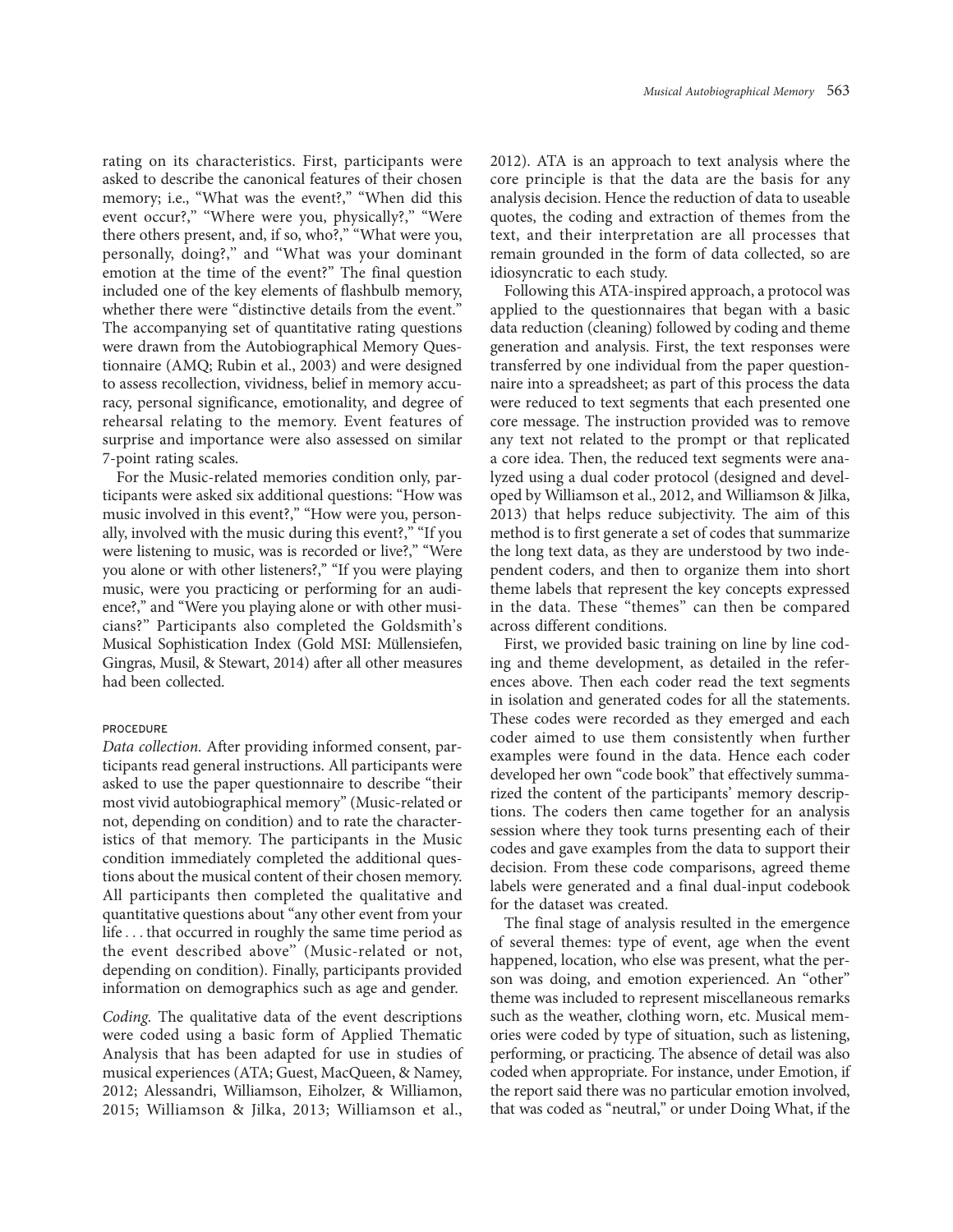rating on its characteristics. First, participants were asked to describe the canonical features of their chosen memory; i.e., "What was the event?," "When did this event occur?," "Where were you, physically?," "Were there others present, and, if so, who?," "What were you, personally, doing?," and "What was your dominant emotion at the time of the event?" The final question included one of the key elements of flashbulb memory, whether there were "distinctive details from the event." The accompanying set of quantitative rating questions were drawn from the Autobiographical Memory Questionnaire (AMQ; Rubin et al., 2003) and were designed to assess recollection, vividness, belief in memory accuracy, personal significance, emotionality, and degree of rehearsal relating to the memory. Event features of surprise and importance were also assessed on similar 7-point rating scales.

For the Music-related memories condition only, participants were asked six additional questions: "How was music involved in this event?," "How were you, personally, involved with the music during this event?," "If you were listening to music, was is recorded or live?," "Were you alone or with other listeners?," "If you were playing music, were you practicing or performing for an audience?," and "Were you playing alone or with other musicians?" Participants also completed the Goldsmith's Musical Sophistication Index (Gold MSI: Müllensiefen, Gingras, Musil, & Stewart, 2014) after all other measures had been collected.

### PROCEDURE

*Data collection.* After providing informed consent, participants read general instructions. All participants were asked to use the paper questionnaire to describe "their most vivid autobiographical memory" (Music-related or not, depending on condition) and to rate the characteristics of that memory. The participants in the Music condition immediately completed the additional questions about the musical content of their chosen memory. All participants then completed the qualitative and quantitative questions about "any other event from your life . . . that occurred in roughly the same time period as the event described above" (Music-related or not, depending on condition). Finally, participants provided information on demographics such as age and gender.

*Coding.* The qualitative data of the event descriptions were coded using a basic form of Applied Thematic Analysis that has been adapted for use in studies of musical experiences (ATA; Guest, MacQueen, & Namey, 2012; Alessandri, Williamson, Eiholzer, & Williamon, 2015; Williamson & Jilka, 2013; Williamson et al., 2012). ATA is an approach to text analysis where the core principle is that the data are the basis for any analysis decision. Hence the reduction of data to useable quotes, the coding and extraction of themes from the text, and their interpretation are all processes that remain grounded in the form of data collected, so are idiosyncratic to each study.

Following this ATA-inspired approach, a protocol was applied to the questionnaires that began with a basic data reduction (cleaning) followed by coding and theme generation and analysis. First, the text responses were transferred by one individual from the paper questionnaire into a spreadsheet; as part of this process the data were reduced to text segments that each presented one core message. The instruction provided was to remove any text not related to the prompt or that replicated a core idea. Then, the reduced text segments were analyzed using a dual coder protocol (designed and developed by Williamson et al., 2012, and Williamson & Jilka, 2013) that helps reduce subjectivity. The aim of this method is to first generate a set of codes that summarize the long text data, as they are understood by two independent coders, and then to organize them into short theme labels that represent the key concepts expressed in the data. These "themes" can then be compared across different conditions.

First, we provided basic training on line by line coding and theme development, as detailed in the references above. Then each coder read the text segments in isolation and generated codes for all the statements. These codes were recorded as they emerged and each coder aimed to use them consistently when further examples were found in the data. Hence each coder developed her own "code book" that effectively summarized the content of the participants' memory descriptions. The coders then came together for an analysis session where they took turns presenting each of their codes and gave examples from the data to support their decision. From these code comparisons, agreed theme labels were generated and a final dual-input codebook for the dataset was created.

The final stage of analysis resulted in the emergence of several themes: type of event, age when the event happened, location, who else was present, what the person was doing, and emotion experienced. An "other" theme was included to represent miscellaneous remarks such as the weather, clothing worn, etc. Musical memories were coded by type of situation, such as listening, performing, or practicing. The absence of detail was also coded when appropriate. For instance, under Emotion, if the report said there was no particular emotion involved, that was coded as "neutral," or under Doing What, if the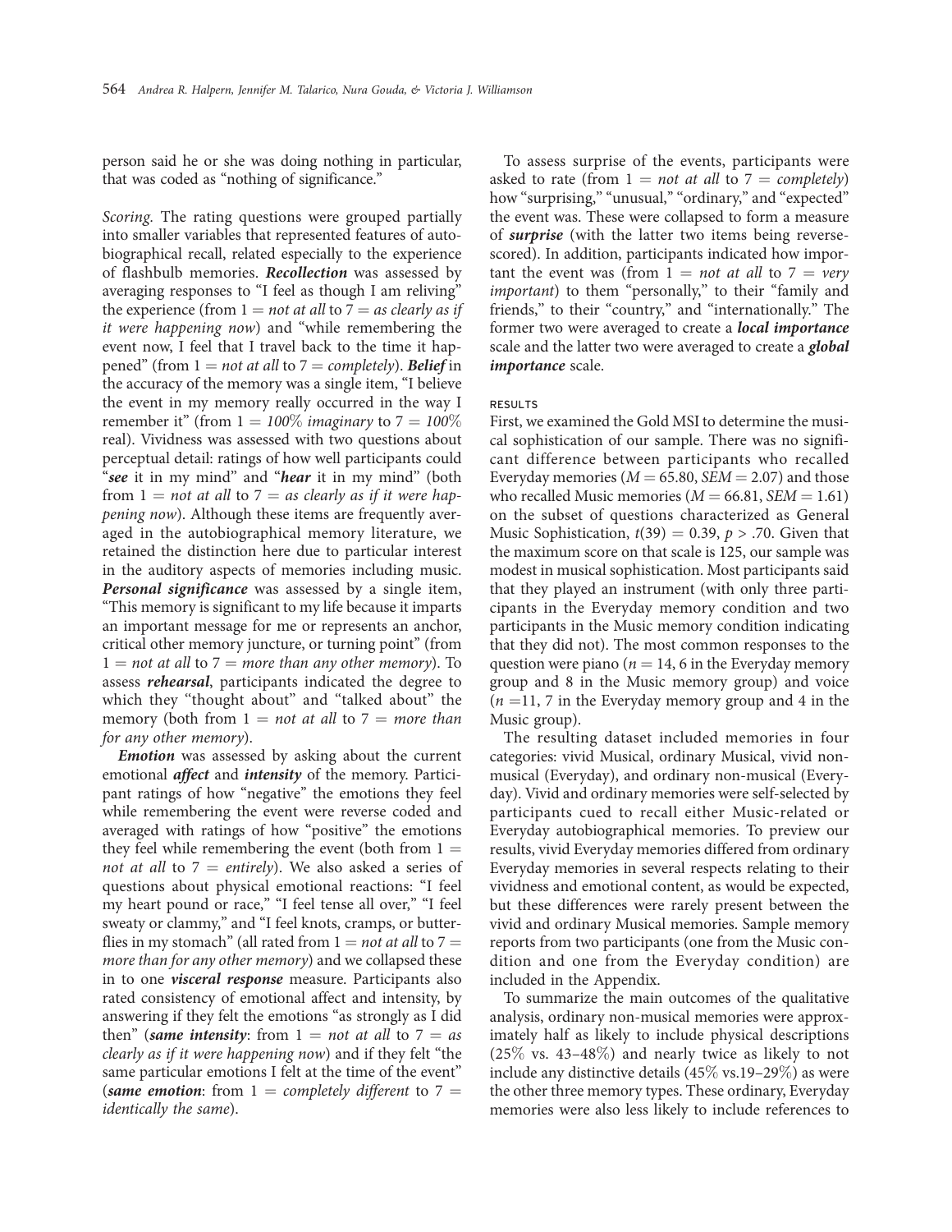person said he or she was doing nothing in particular, that was coded as "nothing of significance."

*Scoring.* The rating questions were grouped partially into smaller variables that represented features of autobiographical recall, related especially to the experience of flashbulb memories. ***Recollection*** was assessed by averaging responses to "I feel as though I am reliving" the experience (from 1 = *not at all* to 7 = *as clearly as if it were happening now*) and "while remembering the event now, I feel that I travel back to the time it happened" (from 1 = *not at all* to 7 = *completely*). ***Belief*** in the accuracy of the memory was a single item, "I believe the event in my memory really occurred in the way I remember it" (from 1 = *100% imaginary* to 7 = *100% real*). Vividness was assessed with two questions about perceptual detail: ratings of how well participants could "***see*** it in my mind" and "***hear*** it in my mind" (both from 1 = *not at all* to 7 = *as clearly as if it were happening now*). Although these items are frequently averaged in the autobiographical memory literature, we retained the distinction here due to particular interest in the auditory aspects of memories including music. ***Personal significance*** was assessed by a single item, "This memory is significant to my life because it imparts an important message for me or represents an anchor, critical other memory juncture, or turning point" (from 1 = *not at all* to 7 = *more than any other memory*). To assess ***rehearsal***, participants indicated the degree to which they "thought about" and "talked about" the memory (both from 1 = *not at all* to 7 = *more than for any other memory*).

***Emotion*** was assessed by asking about the current emotional ***affect*** and ***intensity*** of the memory. Participant ratings of how "negative" the emotions they feel while remembering the event were reverse coded and averaged with ratings of how "positive" the emotions they feel while remembering the event (both from 1 = *not at all* to 7 = *entirely*). We also asked a series of questions about physical emotional reactions: "I feel my heart pound or race," "I feel tense all over," "I feel sweaty or clammy," and "I feel knots, cramps, or butterflies in my stomach" (all rated from 1 = *not at all* to 7 = *more than for any other memory*) and we collapsed these in to one ***visceral response*** measure. Participants also rated consistency of emotional affect and intensity, by answering if they felt the emotions "as strongly as I did then" (***same intensity***: from 1 = *not at all* to 7 = *as clearly as if it were happening now*) and if they felt "the same particular emotions I felt at the time of the event" (***same emotion***: from 1 = *completely different* to 7 = *identically the same*).

To assess surprise of the events, participants were asked to rate (from 1 = *not at all* to 7 = *completely*) how "surprising," "unusual," "ordinary," and "expected" the event was. These were collapsed to form a measure of ***surprise*** (with the latter two items being reverse-scored). In addition, participants indicated how important the event was (from 1 = *not at all* to 7 = *very important*) to them "personally," to their "family and friends," to their "country," and "internationally." The former two were averaged to create a ***local importance*** scale and the latter two were averaged to create a ***global importance*** scale.

## RESULTS

First, we examined the Gold MSI to determine the musical sophistication of our sample. There was no significant difference between participants who recalled Everyday memories ($M = 65.80$, $SEM = 2.07$) and those who recalled Music memories ($M = 66.81$, $SEM = 1.61$) on the subset of questions characterized as General Music Sophistication, $t(39) = 0.39$, $p > .70$. Given that the maximum score on that scale is 125, our sample was modest in musical sophistication. Most participants said that they played an instrument (with only three participants in the Everyday memory condition and two participants in the Music memory condition indicating that they did not). The most common responses to the question were piano ($n = 14$, 6 in the Everyday memory group and 8 in the Music memory group) and voice ($n = 11$, 7 in the Everyday memory group and 4 in the Music group).

The resulting dataset included memories in four categories: vivid Musical, ordinary Musical, vivid non-musical (Everyday), and ordinary non-musical (Everyday). Vivid and ordinary memories were self-selected by participants cued to recall either Music-related or Everyday autobiographical memories. To preview our results, vivid Everyday memories differed from ordinary Everyday memories in several respects relating to their vividness and emotional content, as would be expected, but these differences were rarely present between the vivid and ordinary Musical memories. Sample memory reports from two participants (one from the Music condition and one from the Everyday condition) are included in the Appendix.

To summarize the main outcomes of the qualitative analysis, ordinary non-musical memories were approximately half as likely to include physical descriptions (25% vs. 43–48%) and nearly twice as likely to not include any distinctive details (45% vs.19–29%) as were the other three memory types. These ordinary, Everyday memories were also less likely to include references to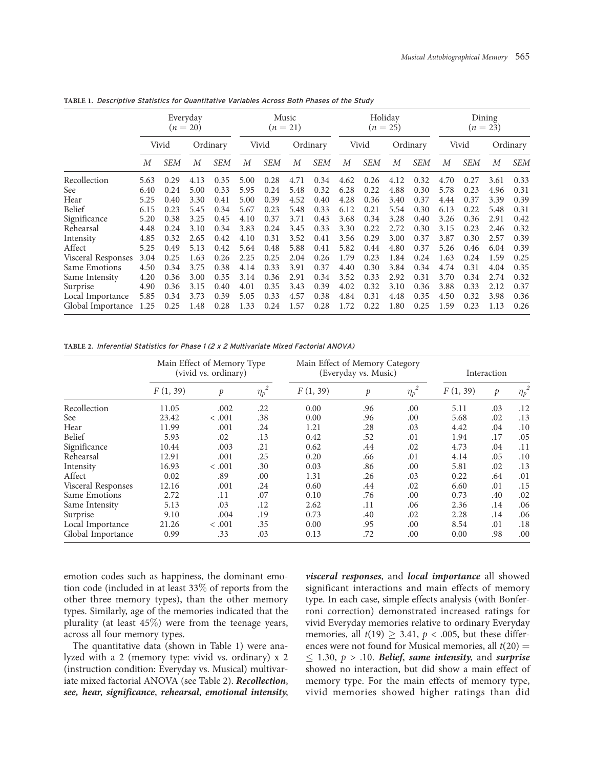**TABLE 1.** *Descriptive Statistics for Quantitative Variables Across Both Phases of the Study*

| | Everyday ($n = 20$) | | | | Music ($n = 21$) | | | | Holiday ($n = 25$) | | | | Dining ($n = 23$) | | | |
|---|---|---|---|---|---|---|---|---|---|---|---|---|---|---|---|---|
| | Vivid | | Ordinary | | Vivid | | Ordinary | | Vivid | | Ordinary | | Vivid | | Ordinary | |
| | *M* | *SEM* | *M* | *SEM* | *M* | *SEM* | *M* | *SEM* | *M* | *SEM* | *M* | *SEM* | *M* | *SEM* | *M* | *SEM* |
| Recollection | 5.63 | 0.29 | 4.13 | 0.35 | 5.00 | 0.28 | 4.71 | 0.34 | 4.62 | 0.26 | 4.12 | 0.32 | 4.70 | 0.27 | 3.61 | 0.33 |
| See | 6.40 | 0.24 | 5.00 | 0.33 | 5.95 | 0.24 | 5.48 | 0.32 | 6.28 | 0.22 | 4.88 | 0.30 | 5.78 | 0.23 | 4.96 | 0.31 |
| Hear | 5.25 | 0.40 | 3.30 | 0.41 | 5.00 | 0.39 | 4.52 | 0.40 | 4.28 | 0.36 | 3.40 | 0.37 | 4.44 | 0.37 | 3.39 | 0.39 |
| Belief | 6.15 | 0.23 | 5.45 | 0.34 | 5.67 | 0.23 | 5.48 | 0.33 | 6.12 | 0.21 | 5.54 | 0.30 | 6.13 | 0.22 | 5.48 | 0.31 |
| Significance | 5.20 | 0.38 | 3.25 | 0.45 | 4.10 | 0.37 | 3.71 | 0.43 | 3.68 | 0.34 | 3.28 | 0.40 | 3.26 | 0.36 | 2.91 | 0.42 |
| Rehearsal | 4.48 | 0.24 | 3.10 | 0.34 | 3.83 | 0.24 | 3.45 | 0.33 | 3.30 | 0.22 | 2.72 | 0.30 | 3.15 | 0.23 | 2.46 | 0.32 |
| Intensity | 4.85 | 0.32 | 2.65 | 0.42 | 4.10 | 0.31 | 3.52 | 0.41 | 3.56 | 0.29 | 3.00 | 0.37 | 3.87 | 0.30 | 2.57 | 0.39 |
| Affect | 5.25 | 0.49 | 5.13 | 0.42 | 5.64 | 0.48 | 5.88 | 0.41 | 5.82 | 0.44 | 4.80 | 0.37 | 5.26 | 0.46 | 6.04 | 0.39 |
| Visceral Responses | 3.04 | 0.25 | 1.63 | 0.26 | 2.25 | 0.25 | 2.04 | 0.26 | 1.79 | 0.23 | 1.84 | 0.24 | 1.63 | 0.24 | 1.59 | 0.25 |
| Same Emotions | 4.50 | 0.34 | 3.75 | 0.38 | 4.14 | 0.33 | 3.91 | 0.37 | 4.40 | 0.30 | 3.84 | 0.34 | 4.74 | 0.31 | 4.04 | 0.35 |
| Same Intensity | 4.20 | 0.36 | 3.00 | 0.35 | 3.14 | 0.36 | 2.91 | 0.34 | 3.52 | 0.33 | 2.92 | 0.31 | 3.70 | 0.34 | 2.74 | 0.32 |
| Surprise | 4.90 | 0.36 | 3.15 | 0.40 | 4.01 | 0.35 | 3.43 | 0.39 | 4.02 | 0.32 | 3.10 | 0.36 | 3.88 | 0.33 | 2.12 | 0.37 |
| Local Importance | 5.85 | 0.34 | 3.73 | 0.39 | 5.05 | 0.33 | 4.57 | 0.38 | 4.84 | 0.31 | 4.48 | 0.35 | 4.50 | 0.32 | 3.98 | 0.36 |
| Global Importance | 1.25 | 0.25 | 1.48 | 0.28 | 1.33 | 0.24 | 1.57 | 0.28 | 1.72 | 0.22 | 1.80 | 0.25 | 1.59 | 0.23 | 1.13 | 0.26 |

**TABLE 2.** *Inferential Statistics for Phase 1 (2 x 2 Multivariate Mixed Factorial ANOVA)*

| | Main Effect of Memory Type (vivid vs. ordinary) | | | Main Effect of Memory Category (Everyday vs. Music) | | | Interaction | | |
|---|---|---|---|---|---|---|---|---|---|
| | $F$ (1, 39) | $p$ | $\eta_p^2$ | $F$ (1, 39) | $p$ | $\eta_p^2$ | $F$ (1, 39) | $p$ | $\eta_p^2$ |
| Recollection | 11.05 | .002 | .22 | 0.00 | .96 | .00 | 5.11 | .03 | .12 |
| See | 23.42 | < .001 | .38 | 0.00 | .96 | .00 | 5.68 | .02 | .13 |
| Hear | 11.99 | .001 | .24 | 1.21 | .28 | .03 | 4.42 | .04 | .10 |
| Belief | 5.93 | .02 | .13 | 0.42 | .52 | .01 | 1.94 | .17 | .05 |
| Significance | 10.44 | .003 | .21 | 0.62 | .44 | .02 | 4.73 | .04 | .11 |
| Rehearsal | 12.91 | .001 | .25 | 0.20 | .66 | .01 | 4.14 | .05 | .10 |
| Intensity | 16.93 | < .001 | .30 | 0.03 | .86 | .00 | 5.81 | .02 | .13 |
| Affect | 0.02 | .89 | .00 | 1.31 | .26 | .03 | 0.22 | .64 | .01 |
| Visceral Responses | 12.16 | .001 | .24 | 0.60 | .44 | .02 | 6.60 | .01 | .15 |
| Same Emotions | 2.72 | .11 | .07 | 0.10 | .76 | .00 | 0.73 | .40 | .02 |
| Same Intensity | 5.13 | .03 | .12 | 2.62 | .11 | .06 | 2.36 | .14 | .06 |
| Surprise | 9.10 | .004 | .19 | 0.73 | .40 | .02 | 2.28 | .14 | .06 |
| Local Importance | 21.26 | < .001 | .35 | 0.00 | .95 | .00 | 8.54 | .01 | .18 |
| Global Importance | 0.99 | .33 | .03 | 0.13 | .72 | .00 | 0.00 | .98 | .00 |

emotion codes such as happiness, the dominant emotion code (included in at least 33% of reports from the other three memory types), than the other memory types. Similarly, age of the memories indicated that the plurality (at least 45%) were from the teenage years, across all four memory types.

The quantitative data (shown in Table 1) were analyzed with a 2 (memory type: vivid vs. ordinary) x 2 (instruction condition: Everyday vs. Musical) multivariate mixed factorial ANOVA (see Table 2). ***Recollection***, ***see, hear***, ***significance***, ***rehearsal***, ***emotional intensity***, ***visceral responses***, and ***local importance*** all showed significant interactions and main effects of memory type. In each case, simple effects analysis (with Bonferroni correction) demonstrated increased ratings for vivid Everyday memories relative to ordinary Everyday memories, all $t(19) \geq 3.41$, $p < .005$, but these differences were not found for Musical memories, all $t(20) = \leq 1.30$, $p > .10$. ***Belief***, ***same intensity***, and ***surprise*** showed no interaction, but did show a main effect of memory type. For the main effects of memory type, vivid memories showed higher ratings than did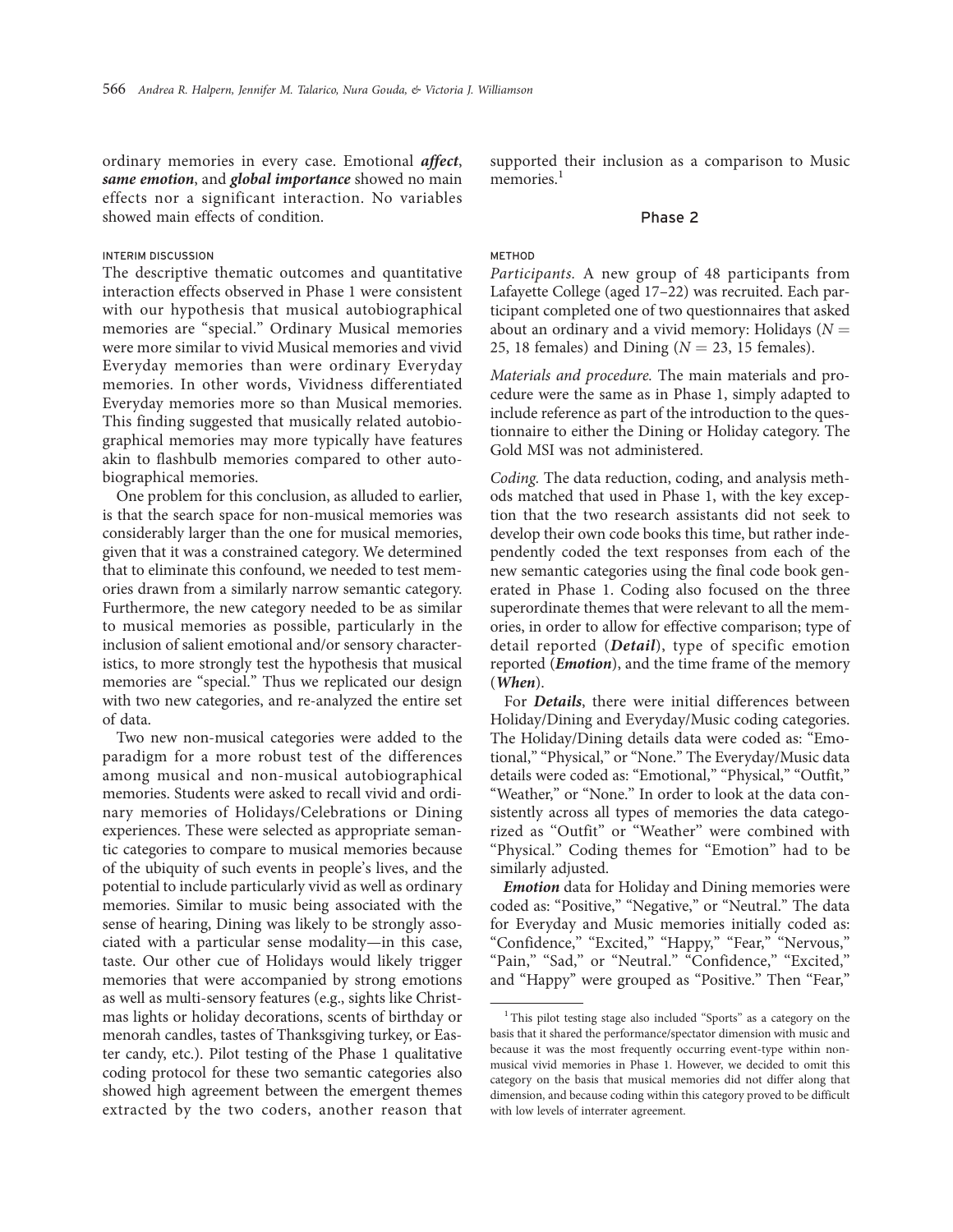ordinary memories in every case. Emotional ***affect***, ***same emotion***, and ***global importance*** showed no main effects nor a significant interaction. No variables showed main effects of condition.

### INTERIM DISCUSSION

The descriptive thematic outcomes and quantitative interaction effects observed in Phase 1 were consistent with our hypothesis that musical autobiographical memories are "special." Ordinary Musical memories were more similar to vivid Musical memories and vivid Everyday memories than were ordinary Everyday memories. In other words, Vividness differentiated Everyday memories more so than Musical memories. This finding suggested that musically related autobiographical memories may more typically have features akin to flashbulb memories compared to other autobiographical memories.

One problem for this conclusion, as alluded to earlier, is that the search space for non-musical memories was considerably larger than the one for musical memories, given that it was a constrained category. We determined that to eliminate this confound, we needed to test memories drawn from a similarly narrow semantic category. Furthermore, the new category needed to be as similar to musical memories as possible, particularly in the inclusion of salient emotional and/or sensory characteristics, to more strongly test the hypothesis that musical memories are "special." Thus we replicated our design with two new categories, and re-analyzed the entire set of data.

Two new non-musical categories were added to the paradigm for a more robust test of the differences among musical and non-musical autobiographical memories. Students were asked to recall vivid and ordinary memories of Holidays/Celebrations or Dining experiences. These were selected as appropriate semantic categories to compare to musical memories because of the ubiquity of such events in people's lives, and the potential to include particularly vivid as well as ordinary memories. Similar to music being associated with the sense of hearing, Dining was likely to be strongly associated with a particular sense modality—in this case, taste. Our other cue of Holidays would likely trigger memories that were accompanied by strong emotions as well as multi-sensory features (e.g., sights like Christmas lights or holiday decorations, scents of birthday or menorah candles, tastes of Thanksgiving turkey, or Easter candy, etc.). Pilot testing of the Phase 1 qualitative coding protocol for these two semantic categories also showed high agreement between the emergent themes extracted by the two coders, another reason that supported their inclusion as a comparison to Music memories.[1]

## Phase 2

### METHOD

*Participants.* A new group of 48 participants from Lafayette College (aged 17–22) was recruited. Each participant completed one of two questionnaires that asked about an ordinary and a vivid memory: Holidays ($N = 25$, 18 females) and Dining ($N = 23$, 15 females).

*Materials and procedure.* The main materials and procedure were the same as in Phase 1, simply adapted to include reference as part of the introduction to the questionnaire to either the Dining or Holiday category. The Gold MSI was not administered.

*Coding.* The data reduction, coding, and analysis methods matched that used in Phase 1, with the key exception that the two research assistants did not seek to develop their own code books this time, but rather independently coded the text responses from each of the new semantic categories using the final code book generated in Phase 1. Coding also focused on the three superordinate themes that were relevant to all the memories, in order to allow for effective comparison; type of detail reported (***Detail***), type of specific emotion reported (***Emotion***), and the time frame of the memory (***When***).

For ***Details***, there were initial differences between Holiday/Dining and Everyday/Music coding categories. The Holiday/Dining details data were coded as: "Emotional," "Physical," or "None." The Everyday/Music data details were coded as: "Emotional," "Physical," "Outfit," "Weather," or "None." In order to look at the data consistently across all types of memories the data categorized as "Outfit" or "Weather" were combined with "Physical." Coding themes for "Emotion" had to be similarly adjusted.

***Emotion*** data for Holiday and Dining memories were coded as: "Positive," "Negative," or "Neutral." The data for Everyday and Music memories initially coded as: "Confidence," "Excited," "Happy," "Fear," "Nervous," "Pain," "Sad," or "Neutral." "Confidence," "Excited," and "Happy" were grouped as "Positive." Then "Fear,"

[1] This pilot testing stage also included "Sports" as a category on the basis that it shared the performance/spectator dimension with music and because it was the most frequently occurring event-type within non-musical vivid memories in Phase 1. However, we decided to omit this category on the basis that musical memories did not differ along that dimension, and because coding within this category proved to be difficult with low levels of interrater agreement.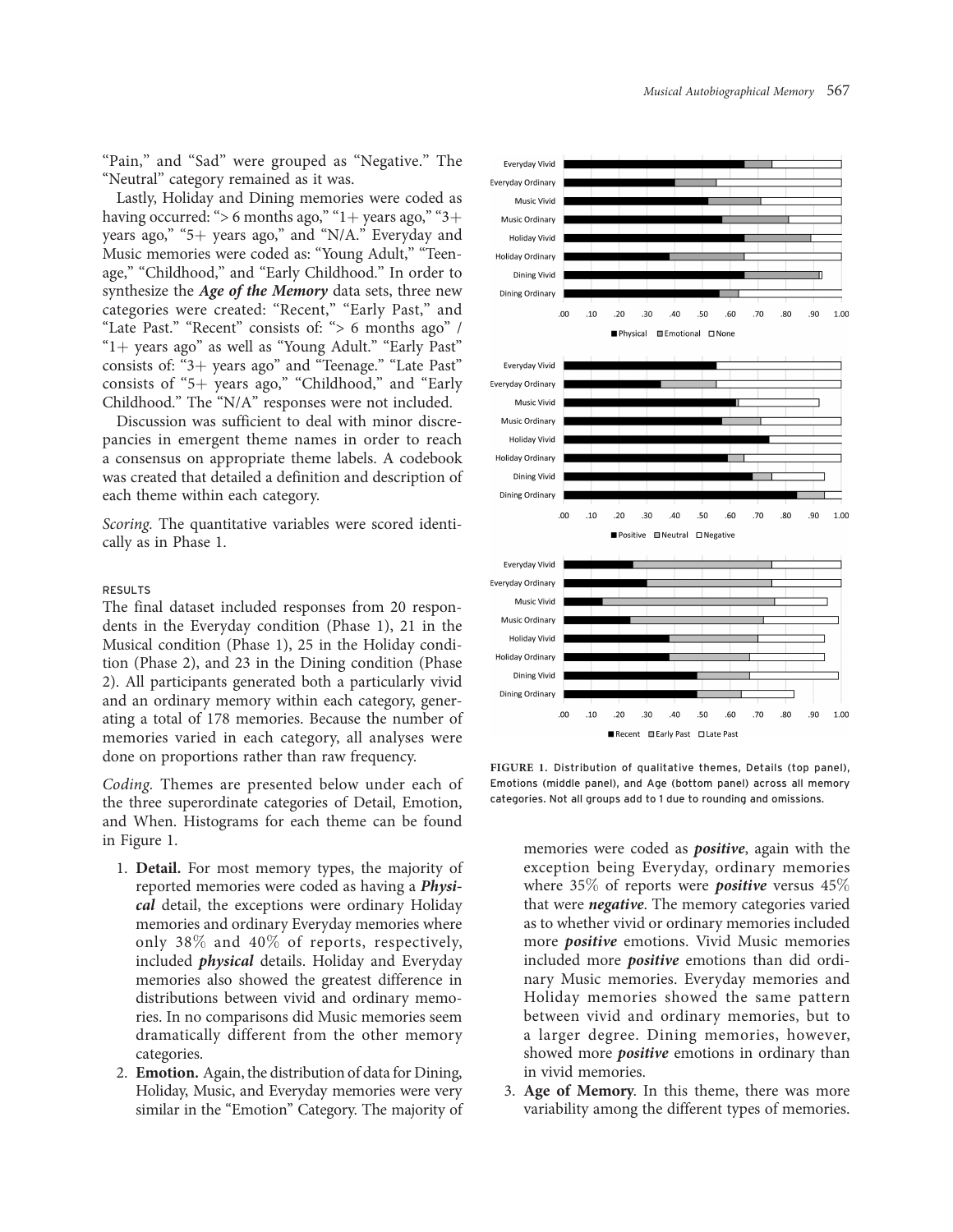"Pain," and "Sad" were grouped as "Negative." The "Neutral" category remained as it was.

Lastly, Holiday and Dining memories were coded as having occurred: "> 6 months ago," "1+ years ago," "3+ years ago," "5+ years ago," and "N/A." Everyday and Music memories were coded as: "Young Adult," "Teenage," "Childhood," and "Early Childhood." In order to synthesize the ***Age of the Memory*** data sets, three new categories were created: "Recent," "Early Past," and "Late Past." "Recent" consists of: "> 6 months ago" / "1+ years ago" as well as "Young Adult." "Early Past" consists of: "3+ years ago" and "Teenage." "Late Past" consists of "5+ years ago," "Childhood," and "Early Childhood." The "N/A" responses were not included.

Discussion was sufficient to deal with minor discrepancies in emergent theme names in order to reach a consensus on appropriate theme labels. A codebook was created that detailed a definition and description of each theme within each category.

*Scoring.* The quantitative variables were scored identically as in Phase 1.

## RESULTS

The final dataset included responses from 20 respondents in the Everyday condition (Phase 1), 21 in the Musical condition (Phase 1), 25 in the Holiday condition (Phase 2), and 23 in the Dining condition (Phase 2). All participants generated both a particularly vivid and an ordinary memory within each category, generating a total of 178 memories. Because the number of memories varied in each category, all analyses were done on proportions rather than raw frequency.

*Coding.* Themes are presented below under each of the three superordinate categories of Detail, Emotion, and When. Histograms for each theme can be found in Figure 1.

1. **Detail.** For most memory types, the majority of reported memories were coded as having a ***Physical*** detail, the exceptions were ordinary Holiday memories and ordinary Everyday memories where only 38% and 40% of reports, respectively, included ***physical*** details. Holiday and Everyday memories also showed the greatest difference in distributions between vivid and ordinary memories. In no comparisons did Music memories seem dramatically different from the other memory categories.
2. **Emotion.** Again, the distribution of data for Dining, Holiday, Music, and Everyday memories were very similar in the "Emotion" Category. The majority of memories were coded as ***positive***, again with the exception being Everyday, ordinary memories where 35% of reports were ***positive*** versus 45% that were ***negative***. The memory categories varied as to whether vivid or ordinary memories included more ***positive*** emotions. Vivid Music memories included more ***positive*** emotions than did ordinary Music memories. Everyday memories and Holiday memories showed the same pattern between vivid and ordinary memories, but to a larger degree. Dining memories, however, showed more ***positive*** emotions in ordinary than in vivid memories.
3. **Age of Memory**. In this theme, there was more variability among the different types of memories.

**FIGURE 1.** Distribution of qualitative themes, Details (top panel), Emotions (middle panel), and Age (bottom panel) across all memory categories. Not all groups add to 1 due to rounding and omissions.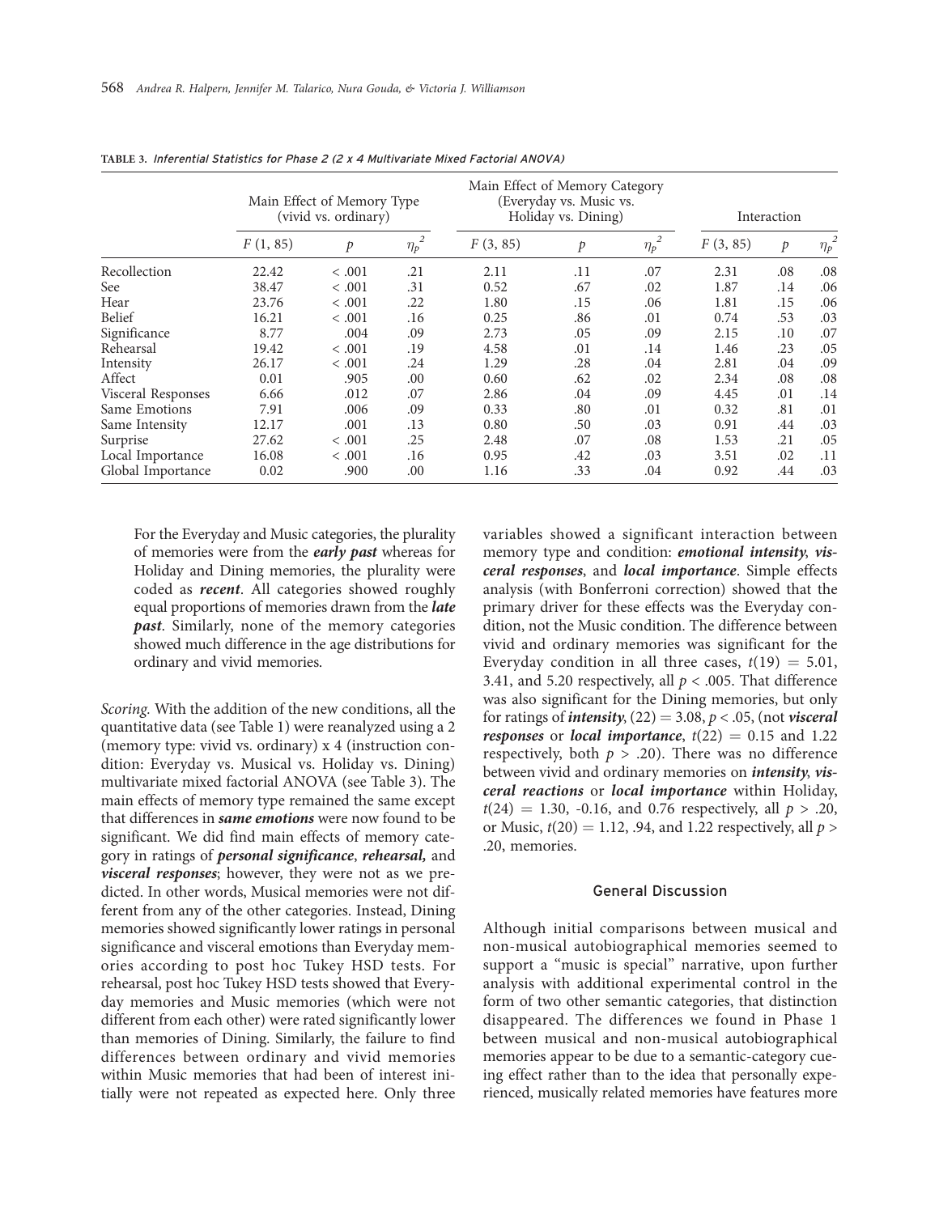**TABLE 3.** *Inferential Statistics for Phase 2 (2 x 4 Multivariate Mixed Factorial ANOVA)*

| | Main Effect of Memory Type (vivid vs. ordinary) | | | Main Effect of Memory Category (Everyday vs. Music vs. Holiday vs. Dining) | | | Interaction | | |
|---|---|---|---|---|---|---|---|---|---|
| | $F$ (1, 85) | $p$ | $\eta_p^2$ | $F$ (3, 85) | $p$ | $\eta_p^2$ | $F$ (3, 85) | $p$ | $\eta_p^2$ |
| Recollection | 22.42 | < .001 | .21 | 2.11 | .11 | .07 | 2.31 | .08 | .08 |
| See | 38.47 | < .001 | .31 | 0.52 | .67 | .02 | 1.87 | .14 | .06 |
| Hear | 23.76 | < .001 | .22 | 1.80 | .15 | .06 | 1.81 | .15 | .06 |
| Belief | 16.21 | < .001 | .16 | 0.25 | .86 | .01 | 0.74 | .53 | .03 |
| Significance | 8.77 | .004 | .09 | 2.73 | .05 | .09 | 2.15 | .10 | .07 |
| Rehearsal | 19.42 | < .001 | .19 | 4.58 | .01 | .14 | 1.46 | .23 | .05 |
| Intensity | 26.17 | < .001 | .24 | 1.29 | .28 | .04 | 2.81 | .04 | .09 |
| Affect | 0.01 | .905 | .00 | 0.60 | .62 | .02 | 2.34 | .08 | .08 |
| Visceral Responses | 6.66 | .012 | .07 | 2.86 | .04 | .09 | 4.45 | .01 | .14 |
| Same Emotions | 7.91 | .006 | .09 | 0.33 | .80 | .01 | 0.32 | .81 | .01 |
| Same Intensity | 12.17 | .001 | .13 | 0.80 | .50 | .03 | 0.91 | .44 | .03 |
| Surprise | 27.62 | < .001 | .25 | 2.48 | .07 | .08 | 1.53 | .21 | .05 |
| Local Importance | 16.08 | < .001 | .16 | 0.95 | .42 | .03 | 3.51 | .02 | .11 |
| Global Importance | 0.02 | .900 | .00 | 1.16 | .33 | .04 | 0.92 | .44 | .03 |

For the Everyday and Music categories, the plurality of memories were from the ***early past*** whereas for Holiday and Dining memories, the plurality were coded as ***recent***. All categories showed roughly equal proportions of memories drawn from the ***late past***. Similarly, none of the memory categories showed much difference in the age distributions for ordinary and vivid memories.

*Scoring.* With the addition of the new conditions, all the quantitative data (see Table 1) were reanalyzed using a 2 (memory type: vivid vs. ordinary) x 4 (instruction condition: Everyday vs. Musical vs. Holiday vs. Dining) multivariate mixed factorial ANOVA (see Table 3). The main effects of memory type remained the same except that differences in ***same emotions*** were now found to be significant. We did find main effects of memory category in ratings of ***personal significance***, ***rehearsal,*** and ***visceral responses***; however, they were not as we predicted. In other words, Musical memories were not different from any of the other categories. Instead, Dining memories showed significantly lower ratings in personal significance and visceral emotions than Everyday memories according to post hoc Tukey HSD tests. For rehearsal, post hoc Tukey HSD tests showed that Everyday memories and Music memories (which were not different from each other) were rated significantly lower than memories of Dining. Similarly, the failure to find differences between ordinary and vivid memories within Music memories that had been of interest initially were not repeated as expected here. Only three variables showed a significant interaction between memory type and condition: ***emotional intensity***, ***visceral responses***, and ***local importance***. Simple effects analysis (with Bonferroni correction) showed that the primary driver for these effects was the Everyday condition, not the Music condition. The difference between vivid and ordinary memories was significant for the Everyday condition in all three cases, $t(19) = 5.01$, 3.41, and 5.20 respectively, all $p < .005$. That difference was also significant for the Dining memories, but only for ratings of ***intensity***, $(22) = 3.08$, $p < .05$, (not ***visceral responses*** or ***local importance***, $t(22) = 0.15$ and 1.22 respectively, both $p > .20$). There was no difference between vivid and ordinary memories on ***intensity***, ***visceral reactions*** or ***local importance*** within Holiday, $t(24) = 1.30$, -0.16, and 0.76 respectively, all $p > .20$, or Music, $t(20) = 1.12$, .94, and 1.22 respectively, all $p > .20$, memories.

## General Discussion

Although initial comparisons between musical and non-musical autobiographical memories seemed to support a "music is special" narrative, upon further analysis with additional experimental control in the form of two other semantic categories, that distinction disappeared. The differences we found in Phase 1 between musical and non-musical autobiographical memories appear to be due to a semantic-category cueing effect rather than to the idea that personally experienced, musically related memories have features more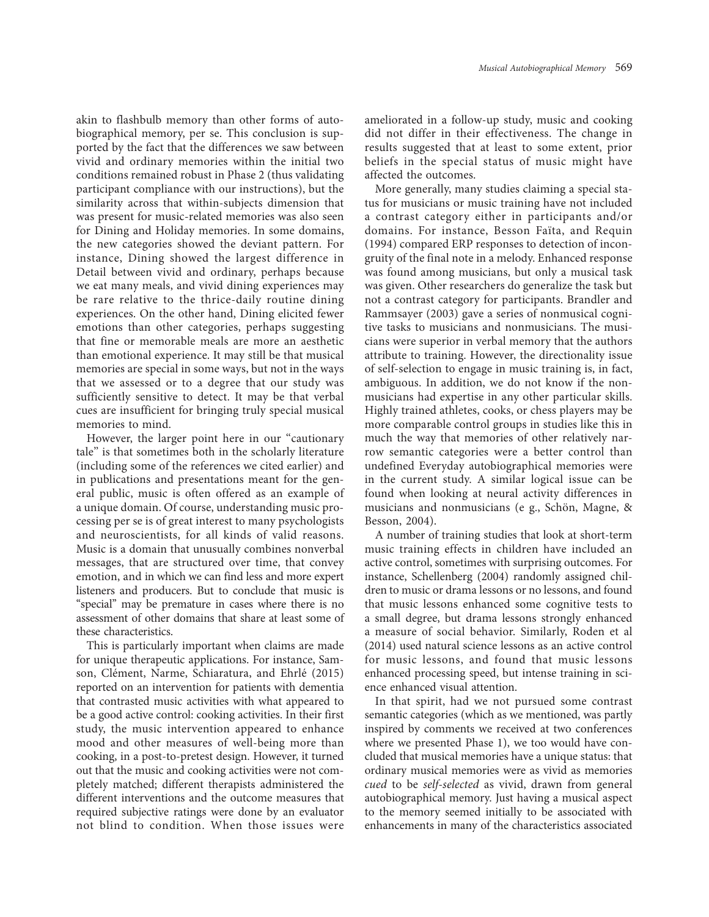akin to flashbulb memory than other forms of autobiographical memory, per se. This conclusion is supported by the fact that the differences we saw between vivid and ordinary memories within the initial two conditions remained robust in Phase 2 (thus validating participant compliance with our instructions), but the similarity across that within-subjects dimension that was present for music-related memories was also seen for Dining and Holiday memories. In some domains, the new categories showed the deviant pattern. For instance, Dining showed the largest difference in Detail between vivid and ordinary, perhaps because we eat many meals, and vivid dining experiences may be rare relative to the thrice-daily routine dining experiences. On the other hand, Dining elicited fewer emotions than other categories, perhaps suggesting that fine or memorable meals are more an aesthetic than emotional experience. It may still be that musical memories are special in some ways, but not in the ways that we assessed or to a degree that our study was sufficiently sensitive to detect. It may be that verbal cues are insufficient for bringing truly special musical memories to mind.

However, the larger point here in our "cautionary tale" is that sometimes both in the scholarly literature (including some of the references we cited earlier) and in publications and presentations meant for the general public, music is often offered as an example of a unique domain. Of course, understanding music processing per se is of great interest to many psychologists and neuroscientists, for all kinds of valid reasons. Music is a domain that unusually combines nonverbal messages, that are structured over time, that convey emotion, and in which we can find less and more expert listeners and producers. But to conclude that music is "special" may be premature in cases where there is no assessment of other domains that share at least some of these characteristics.

This is particularly important when claims are made for unique therapeutic applications. For instance, Samson, Clément, Narme, Schiaratura, and Ehrlé (2015) reported on an intervention for patients with dementia that contrasted music activities with what appeared to be a good active control: cooking activities. In their first study, the music intervention appeared to enhance mood and other measures of well-being more than cooking, in a post-to-pretest design. However, it turned out that the music and cooking activities were not completely matched; different therapists administered the different interventions and the outcome measures that required subjective ratings were done by an evaluator not blind to condition. When those issues were ameliorated in a follow-up study, music and cooking did not differ in their effectiveness. The change in results suggested that at least to some extent, prior beliefs in the special status of music might have affected the outcomes.

More generally, many studies claiming a special status for musicians or music training have not included a contrast category either in participants and/or domains. For instance, Besson Faïta, and Requin (1994) compared ERP responses to detection of incongruity of the final note in a melody. Enhanced response was found among musicians, but only a musical task was given. Other researchers do generalize the task but not a contrast category for participants. Brandler and Rammsayer (2003) gave a series of nonmusical cognitive tasks to musicians and nonmusicians. The musicians were superior in verbal memory that the authors attribute to training. However, the directionality issue of self-selection to engage in music training is, in fact, ambiguous. In addition, we do not know if the nonmusicians had expertise in any other particular skills. Highly trained athletes, cooks, or chess players may be more comparable control groups in studies like this in much the way that memories of other relatively narrow semantic categories were a better control than undefined Everyday autobiographical memories were in the current study. A similar logical issue can be found when looking at neural activity differences in musicians and nonmusicians (e g., Schön, Magne, & Besson, 2004).

A number of training studies that look at short-term music training effects in children have included an active control, sometimes with surprising outcomes. For instance, Schellenberg (2004) randomly assigned children to music or drama lessons or no lessons, and found that music lessons enhanced some cognitive tests to a small degree, but drama lessons strongly enhanced a measure of social behavior. Similarly, Roden et al (2014) used natural science lessons as an active control for music lessons, and found that music lessons enhanced processing speed, but intense training in science enhanced visual attention.

In that spirit, had we not pursued some contrast semantic categories (which as we mentioned, was partly inspired by comments we received at two conferences where we presented Phase 1), we too would have concluded that musical memories have a unique status: that ordinary musical memories were as vivid as memories *cued* to be *self-selected* as vivid, drawn from general autobiographical memory. Just having a musical aspect to the memory seemed initially to be associated with enhancements in many of the characteristics associated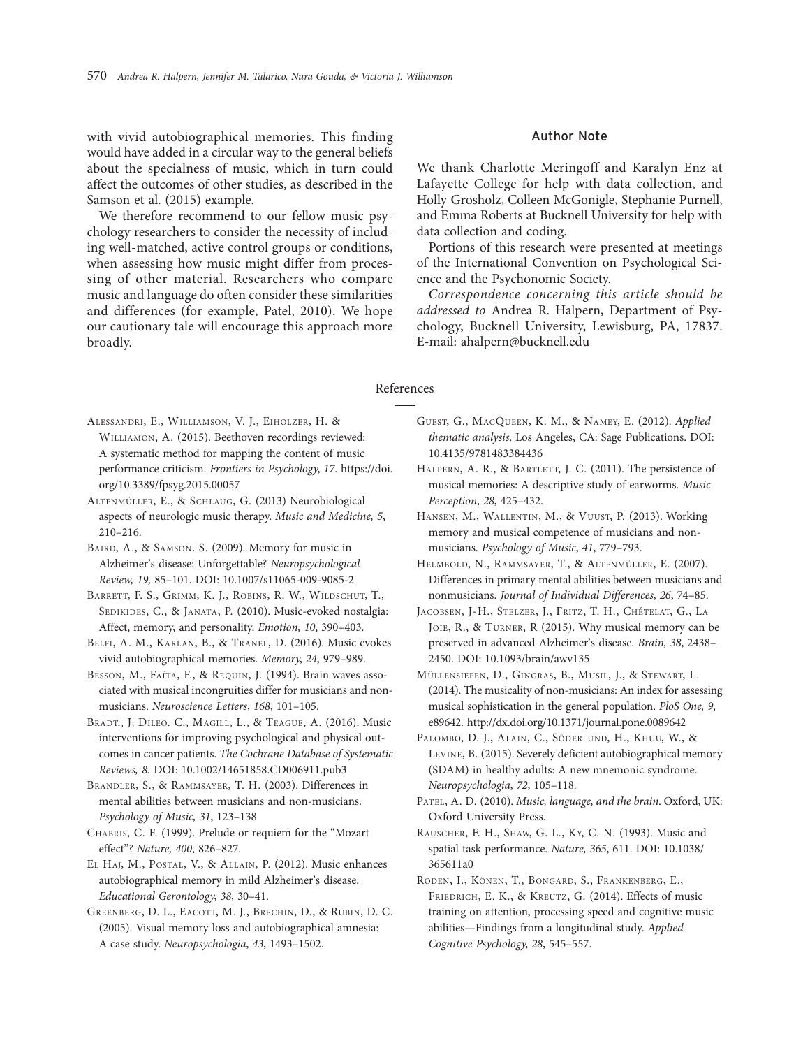with vivid autobiographical memories. This finding would have added in a circular way to the general beliefs about the specialness of music, which in turn could affect the outcomes of other studies, as described in the Samson et al. (2015) example.

We therefore recommend to our fellow music psychology researchers to consider the necessity of including well-matched, active control groups or conditions, when assessing how music might differ from processing of other material. Researchers who compare music and language do often consider these similarities and differences (for example, Patel, 2010). We hope our cautionary tale will encourage this approach more broadly.

## Author Note

We thank Charlotte Meringoff and Karalyn Enz at Lafayette College for help with data collection, and Holly Grosholz, Colleen McGonigle, Stephanie Purnell, and Emma Roberts at Bucknell University for help with data collection and coding.

Portions of this research were presented at meetings of the International Convention on Psychological Science and the Psychonomic Society.

*Correspondence concerning this article should be addressed to* Andrea R. Halpern, Department of Psychology, Bucknell University, Lewisburg, PA, 17837. E-mail: ahalpern@bucknell.edu

## References

Alessandri, E., Williamson, V. J., Eiholzer, H. & Williamon, A. (2015). Beethoven recordings reviewed: A systematic method for mapping the content of music performance criticism. *Frontiers in Psychology*, *17*. https://doi.org/10.3389/fpsyg.2015.00057

Altenmüller, E., & Schlaug, G. (2013) Neurobiological aspects of neurologic music therapy. *Music and Medicine, 5*, 210–216.

Baird, A., & Samson. S. (2009). Memory for music in Alzheimer's disease: Unforgettable? *Neuropsychological Review, 19,* 85–101. DOI: 10.1007/s11065-009-9085-2

Barrett, F. S., Grimm, K. J., Robins, R. W., Wildschut, T., Sedikides, C., & Janata, P. (2010). Music-evoked nostalgia: Affect, memory, and personality. *Emotion, 10*, 390–403.

Belfi, A. M., Karlan, B., & Tranel, D. (2016). Music evokes vivid autobiographical memories. *Memory*, *24*, 979–989.

Besson, M., Faïta, F., & Requin, J. (1994). Brain waves associated with musical incongruities differ for musicians and nonmusicians. *Neuroscience Letters*, *168*, 101–105.

Bradt., J, Dileo. C., Magill, L., & Teague, A. (2016). Music interventions for improving psychological and physical outcomes in cancer patients. *The Cochrane Database of Systematic Reviews, 8.* DOI: 10.1002/14651858.CD006911.pub3

Brandler, S., & Rammsayer, T. H. (2003). Differences in mental abilities between musicians and non-musicians. *Psychology of Music, 31*, 123–138

Chabris, C. F. (1999). Prelude or requiem for the "Mozart effect"? *Nature, 400*, 826–827.

El Haj, M., Postal, V., & Allain, P. (2012). Music enhances autobiographical memory in mild Alzheimer's disease. *Educational Gerontology, 38*, 30–41.

Greenberg, D. L., Eacott, M. J., Brechin, D., & Rubin, D. C. (2005). Visual memory loss and autobiographical amnesia: A case study. *Neuropsychologia*, *43*, 1493–1502.

Guest, G., MacQueen, K. M., & Namey, E. (2012). *Applied thematic analysis*. Los Angeles, CA: Sage Publications. DOI: 10.4135/9781483384436

Halpern, A. R., & Bartlett, J. C. (2011). The persistence of musical memories: A descriptive study of earworms. *Music Perception*, *28*, 425–432.

Hansen, M., Wallentin, M., & Vuust, P. (2013). Working memory and musical competence of musicians and non-musicians. *Psychology of Music*, *41*, 779–793.

Helmbold, N., Rammsayer, T., & Altenmüller, E. (2007). Differences in primary mental abilities between musicians and nonmusicians. *Journal of Individual Differences*, *26*, 74–85.

Jacobsen, J-H., Stelzer, J., Fritz, T. H., Chételat, G., La Joie, R., & Turner, R (2015). Why musical memory can be preserved in advanced Alzheimer's disease. *Brain, 38*, 2438–2450. DOI: 10.1093/brain/awv135

Müllensiefen, D., Gingras, B., Musil, J., & Stewart, L. (2014). The musicality of non-musicians: An index for assessing musical sophistication in the general population. *PloS One, 9*, e89642. http://dx.doi.org/10.1371/journal.pone.0089642

Palombo, D. J., Alain, C., Söderlund, H., Khuu, W., & Levine, B. (2015). Severely deficient autobiographical memory (SDAM) in healthy adults: A new mnemonic syndrome. *Neuropsychologia*, *72*, 105–118.

Patel, A. D. (2010). *Music, language, and the brain*. Oxford, UK: Oxford University Press.

Rauscher, F. H., Shaw, G. L., Ky, C. N. (1993). Music and spatial task performance. *Nature, 365*, 611. DOI: 10.1038/365611a0

Roden, I., Könen, T., Bongard, S., Frankenberg, E., Friedrich, E. K., & Kreutz, G. (2014). Effects of music training on attention, processing speed and cognitive music abilities—Findings from a longitudinal study. *Applied Cognitive Psychology, 28*, 545–557.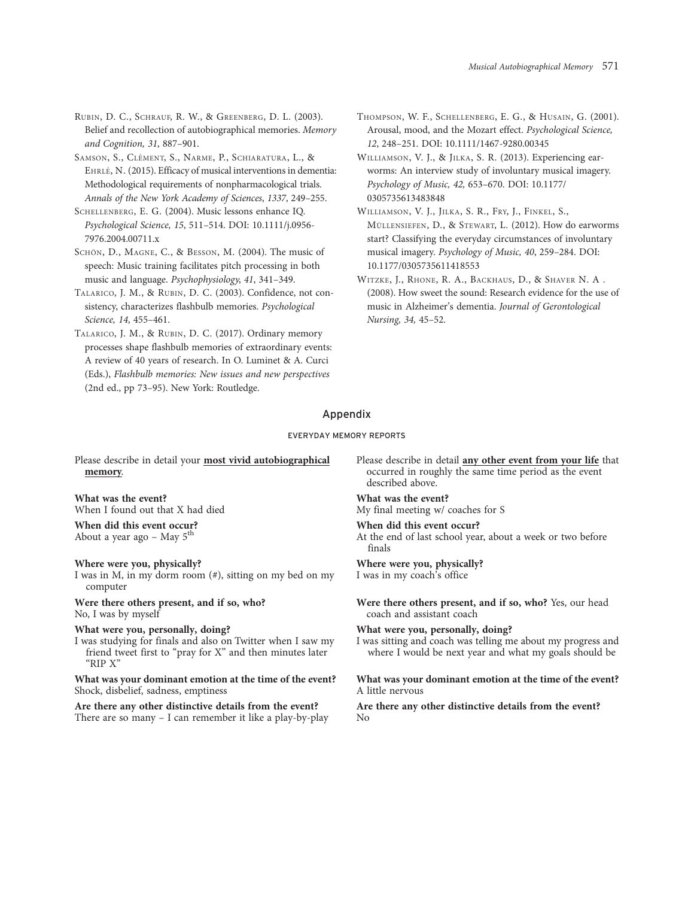Rubin, D. C., Schrauf, R. W., & Greenberg, D. L. (2003). Belief and recollection of autobiographical memories. *Memory and Cognition, 31*, 887–901.

Samson, S., Clément, S., Narme, P., Schiaratura, L., & Ehrlé, N. (2015). Efficacy of musical interventions in dementia: Methodological requirements of nonpharmacological trials. *Annals of the New York Academy of Sciences, 1337*, 249–255.

Schellenberg, E. G. (2004). Music lessons enhance IQ. *Psychological Science, 15*, 511–514. DOI: 10.1111/j.0956-7976.2004.00711.x

Schön, D., Magne, C., & Besson, M. (2004). The music of speech: Music training facilitates pitch processing in both music and language. *Psychophysiology, 41*, 341–349.

Talarico, J. M., & Rubin, D. C. (2003). Confidence, not consistency, characterizes flashbulb memories. *Psychological Science, 14*, 455–461.

Talarico, J. M., & Rubin, D. C. (2017). Ordinary memory processes shape flashbulb memories of extraordinary events: A review of 40 years of research. In O. Luminet & A. Curci (Eds.), *Flashbulb memories: New issues and new perspectives* (2nd ed., pp 73–95). New York: Routledge.

Thompson, W. F., Schellenberg, E. G., & Husain, G. (2001). Arousal, mood, and the Mozart effect. *Psychological Science, 12*, 248–251. DOI: 10.1111/1467-9280.00345

Williamson, V. J., & Jilka, S. R. (2013). Experiencing earworms: An interview study of involuntary musical imagery. *Psychology of Music, 42*, 653–670. DOI: 10.1177/0305735613483848

Williamson, V. J., Jilka, S. R., Fry, J., Finkel, S., Müllensiefen, D., & Stewart, L. (2012). How do earworms start? Classifying the everyday circumstances of involuntary musical imagery. *Psychology of Music, 40*, 259–284. DOI: 10.1177/0305735611418553

Witzke, J., Rhone, R. A., Backhaus, D., & Shaver N. A . (2008). How sweet the sound: Research evidence for the use of music in Alzheimer's dementia. *Journal of Gerontological Nursing, 34*, 45–52.

## Appendix

### EVERYDAY MEMORY REPORTS

Please describe in detail your **most vivid autobiographical memory**.

**What was the event?**
When I found out that X had died

**When did this event occur?**
About a year ago – May 5th

**Where were you, physically?**
I was in M, in my dorm room (#), sitting on my bed on my computer

**Were there others present, and if so, who?**
No, I was by myself

**What were you, personally, doing?**
I was studying for finals and also on Twitter when I saw my friend tweet first to "pray for X" and then minutes later "RIP X"

**What was your dominant emotion at the time of the event?**
Shock, disbelief, sadness, emptiness

**Are there any other distinctive details from the event?**
There are so many – I can remember it like a play-by-play

Please describe in detail **any other event from your life** that occurred in roughly the same time period as the event described above.

**What was the event?**
My final meeting w/ coaches for S

**When did this event occur?**
At the end of last school year, about a week or two before finals

**Where were you, physically?**
I was in my coach's office

**Were there others present, and if so, who?** Yes, our head coach and assistant coach

**What were you, personally, doing?**
I was sitting and coach was telling me about my progress and where I would be next year and what my goals should be

**What was your dominant emotion at the time of the event?**
A little nervous

**Are there any other distinctive details from the event?**
No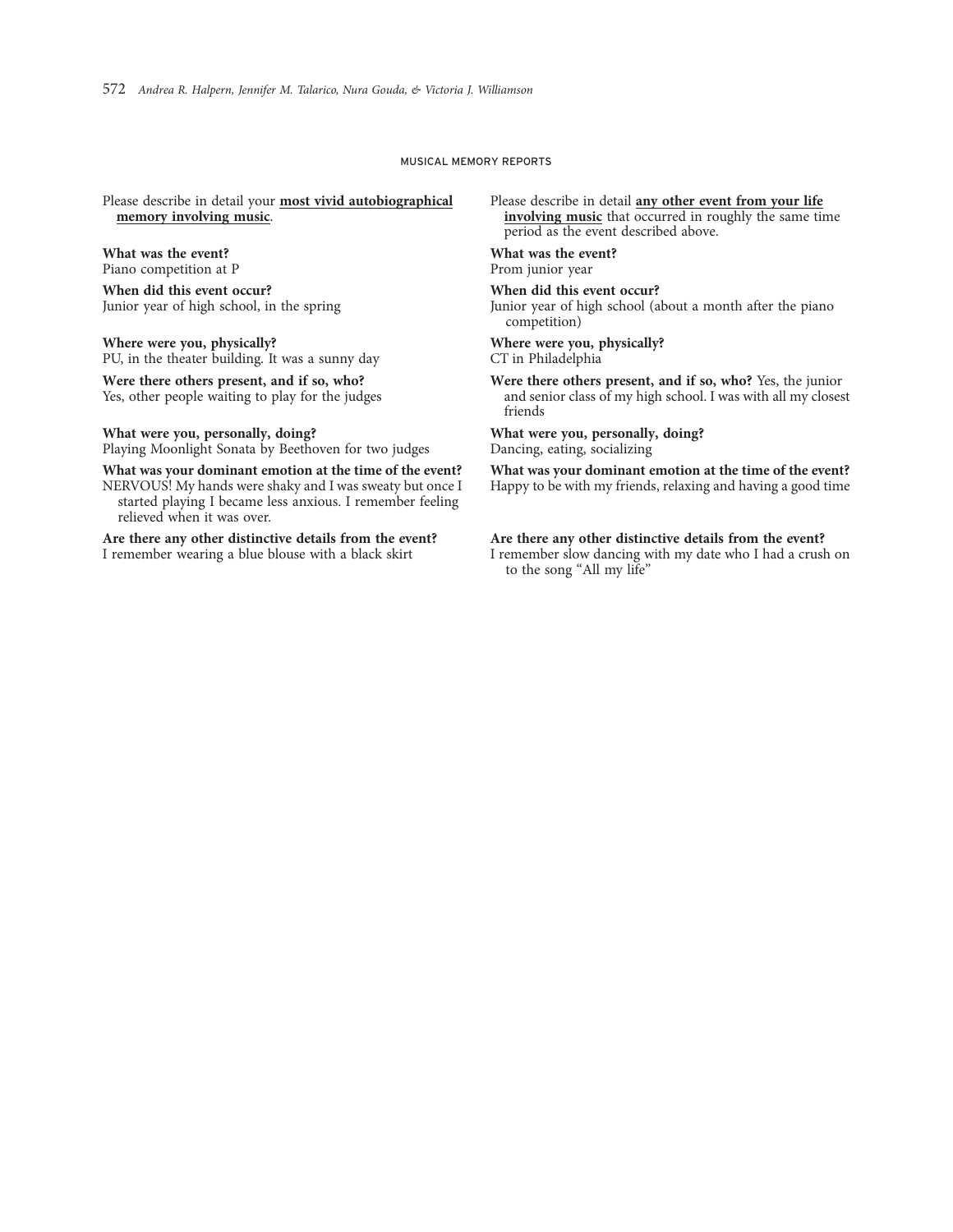## MUSICAL MEMORY REPORTS

Please describe in detail your **most vivid autobiographical memory involving music**.

**What was the event?**
Piano competition at P

**When did this event occur?**
Junior year of high school, in the spring

**Where were you, physically?**
PU, in the theater building. It was a sunny day

**Were there others present, and if so, who?**
Yes, other people waiting to play for the judges

**What were you, personally, doing?**
Playing Moonlight Sonata by Beethoven for two judges

**What was your dominant emotion at the time of the event?**
NERVOUS! My hands were shaky and I was sweaty but once I started playing I became less anxious. I remember feeling relieved when it was over.

**Are there any other distinctive details from the event?**
I remember wearing a blue blouse with a black skirt

Please describe in detail **any other event from your life involving music** that occurred in roughly the same time period as the event described above.

**What was the event?**
Prom junior year

**When did this event occur?**
Junior year of high school (about a month after the piano competition)

**Where were you, physically?**
CT in Philadelphia

**Were there others present, and if so, who?** Yes, the junior and senior class of my high school. I was with all my closest friends

**What were you, personally, doing?**
Dancing, eating, socializing

**What was your dominant emotion at the time of the event?**
Happy to be with my friends, relaxing and having a good time

**Are there any other distinctive details from the event?**
I remember slow dancing with my date who I had a crush on to the song "All my life"